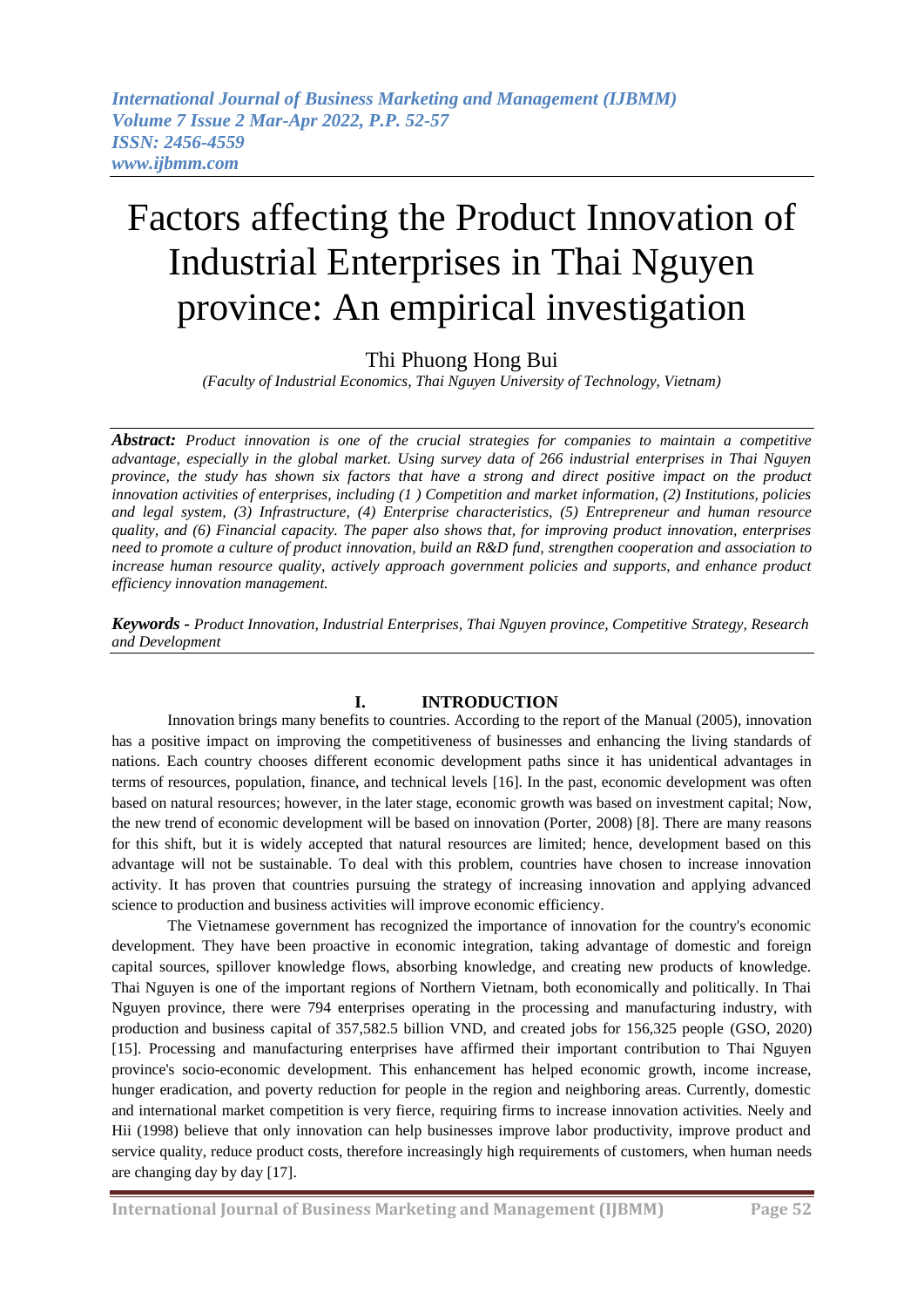# Factors affecting the Product Innovation of Industrial Enterprises in Thai Nguyen province: An empirical investigation

Thi Phuong Hong Bui

*(Faculty of Industrial Economics, Thai Nguyen University of Technology, Vietnam)*

***Abstract:*** *Product innovation is one of the crucial strategies for companies to maintain a competitive advantage, especially in the global market. Using survey data of 266 industrial enterprises in Thai Nguyen province, the study has shown six factors that have a strong and direct positive impact on the product innovation activities of enterprises, including (1 ) Competition and market information, (2) Institutions, policies and legal system, (3) Infrastructure, (4) Enterprise characteristics, (5) Entrepreneur and human resource quality, and (6) Financial capacity. The paper also shows that, for improving product innovation, enterprises need to promote a culture of product innovation, build an R&D fund, strengthen cooperation and association to increase human resource quality, actively approach government policies and supports, and enhance product efficiency innovation management.*

***Keywords -*** *Product Innovation, Industrial Enterprises, Thai Nguyen province, Competitive Strategy, Research and Development*

## I. INTRODUCTION

Innovation brings many benefits to countries. According to the report of the Manual (2005), innovation has a positive impact on improving the competitiveness of businesses and enhancing the living standards of nations. Each country chooses different economic development paths since it has unidentical advantages in terms of resources, population, finance, and technical levels [16]. In the past, economic development was often based on natural resources; however, in the later stage, economic growth was based on investment capital; Now, the new trend of economic development will be based on innovation (Porter, 2008) [8]. There are many reasons for this shift, but it is widely accepted that natural resources are limited; hence, development based on this advantage will not be sustainable. To deal with this problem, countries have chosen to increase innovation activity. It has proven that countries pursuing the strategy of increasing innovation and applying advanced science to production and business activities will improve economic efficiency.

The Vietnamese government has recognized the importance of innovation for the country's economic development. They have been proactive in economic integration, taking advantage of domestic and foreign capital sources, spillover knowledge flows, absorbing knowledge, and creating new products of knowledge. Thai Nguyen is one of the important regions of Northern Vietnam, both economically and politically. In Thai Nguyen province, there were 794 enterprises operating in the processing and manufacturing industry, with production and business capital of 357,582.5 billion VND, and created jobs for 156,325 people (GSO, 2020) [15]. Processing and manufacturing enterprises have affirmed their important contribution to Thai Nguyen province's socio-economic development. This enhancement has helped economic growth, income increase, hunger eradication, and poverty reduction for people in the region and neighboring areas. Currently, domestic and international market competition is very fierce, requiring firms to increase innovation activities. Neely and Hii (1998) believe that only innovation can help businesses improve labor productivity, improve product and service quality, reduce product costs, therefore increasingly high requirements of customers, when human needs are changing day by day [17].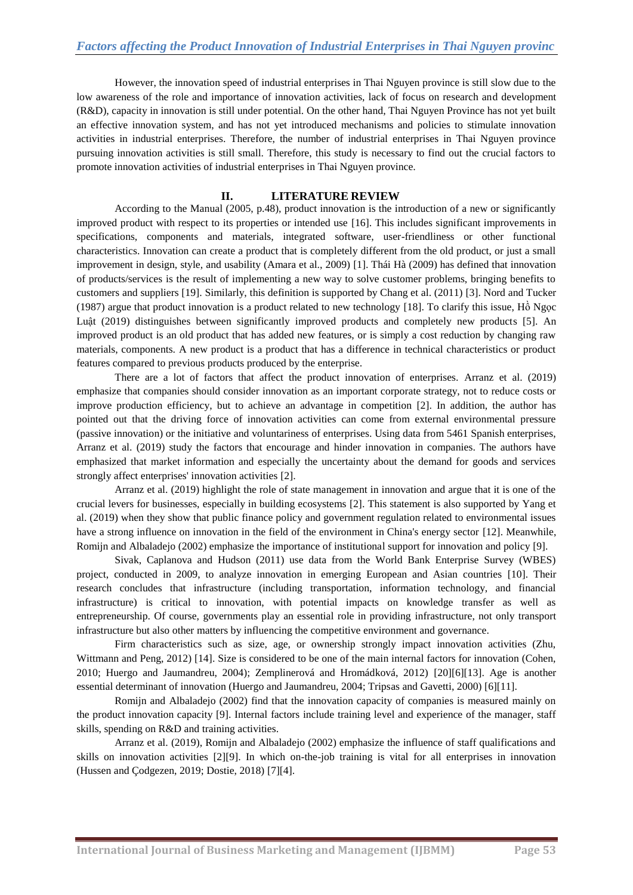However, the innovation speed of industrial enterprises in Thai Nguyen province is still slow due to the low awareness of the role and importance of innovation activities, lack of focus on research and development (R&D), capacity in innovation is still under potential. On the other hand, Thai Nguyen Province has not yet built an effective innovation system, and has not yet introduced mechanisms and policies to stimulate innovation activities in industrial enterprises. Therefore, the number of industrial enterprises in Thai Nguyen province pursuing innovation activities is still small. Therefore, this study is necessary to find out the crucial factors to promote innovation activities of industrial enterprises in Thai Nguyen province.

## II. LITERATURE REVIEW

According to the Manual (2005, p.48), product innovation is the introduction of a new or significantly improved product with respect to its properties or intended use [16]. This includes significant improvements in specifications, components and materials, integrated software, user-friendliness or other functional characteristics. Innovation can create a product that is completely different from the old product, or just a small improvement in design, style, and usability (Amara et al., 2009) [1]. Thái Hà (2009) has defined that innovation of products/services is the result of implementing a new way to solve customer problems, bringing benefits to customers and suppliers [19]. Similarly, this definition is supported by Chang et al. (2011) [3]. Nord and Tucker (1987) argue that product innovation is a product related to new technology [18]. To clarify this issue, Hồ Ngọc Luật (2019) distinguishes between significantly improved products and completely new products [5]. An improved product is an old product that has added new features, or is simply a cost reduction by changing raw materials, components. A new product is a product that has a difference in technical characteristics or product features compared to previous products produced by the enterprise.

There are a lot of factors that affect the product innovation of enterprises. Arranz et al. (2019) emphasize that companies should consider innovation as an important corporate strategy, not to reduce costs or improve production efficiency, but to achieve an advantage in competition [2]. In addition, the author has pointed out that the driving force of innovation activities can come from external environmental pressure (passive innovation) or the initiative and voluntariness of enterprises. Using data from 5461 Spanish enterprises, Arranz et al. (2019) study the factors that encourage and hinder innovation in companies. The authors have emphasized that market information and especially the uncertainty about the demand for goods and services strongly affect enterprises' innovation activities [2].

Arranz et al. (2019) highlight the role of state management in innovation and argue that it is one of the crucial levers for businesses, especially in building ecosystems [2]. This statement is also supported by Yang et al. (2019) when they show that public finance policy and government regulation related to environmental issues have a strong influence on innovation in the field of the environment in China's energy sector [12]. Meanwhile, Romijn and Albaladejo (2002) emphasize the importance of institutional support for innovation and policy [9].

Sivak, Caplanova and Hudson (2011) use data from the World Bank Enterprise Survey (WBES) project, conducted in 2009, to analyze innovation in emerging European and Asian countries [10]. Their research concludes that infrastructure (including transportation, information technology, and financial infrastructure) is critical to innovation, with potential impacts on knowledge transfer as well as entrepreneurship. Of course, governments play an essential role in providing infrastructure, not only transport infrastructure but also other matters by influencing the competitive environment and governance.

Firm characteristics such as size, age, or ownership strongly impact innovation activities (Zhu, Wittmann and Peng, 2012) [14]. Size is considered to be one of the main internal factors for innovation (Cohen, 2010; Huergo and Jaumandreu, 2004); Zemplinerová and Hromádková, 2012) [20][6][13]. Age is another essential determinant of innovation (Huergo and Jaumandreu, 2004; Tripsas and Gavetti, 2000) [6][11].

Romijn and Albaladejo (2002) find that the innovation capacity of companies is measured mainly on the product innovation capacity [9]. Internal factors include training level and experience of the manager, staff skills, spending on R&D and training activities.

Arranz et al. (2019), Romijn and Albaladejo (2002) emphasize the influence of staff qualifications and skills on innovation activities [2][9]. In which on-the-job training is vital for all enterprises in innovation (Hussen and Çodgezen, 2019; Dostie, 2018) [7][4].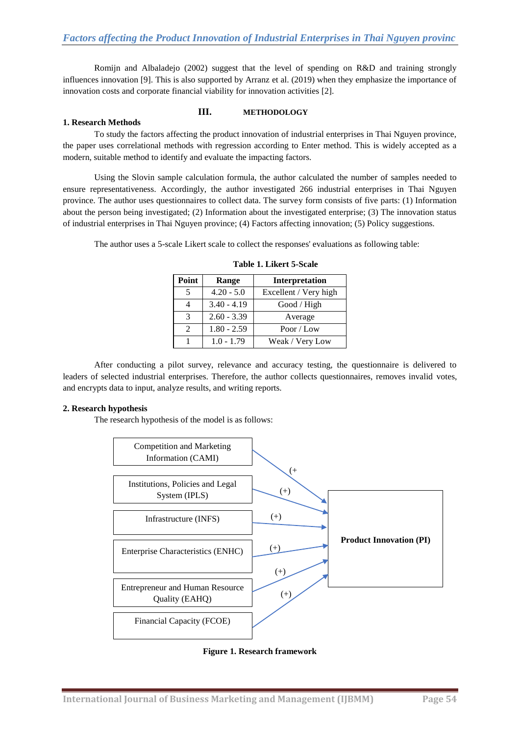Romijn and Albaladejo (2002) suggest that the level of spending on R&D and training strongly influences innovation [9]. This is also supported by Arranz et al. (2019) when they emphasize the importance of innovation costs and corporate financial viability for innovation activities [2].

## III. METHODOLOGY

### 1. Research Methods

To study the factors affecting the product innovation of industrial enterprises in Thai Nguyen province, the paper uses correlational methods with regression according to Enter method. This is widely accepted as a modern, suitable method to identify and evaluate the impacting factors.

Using the Slovin sample calculation formula, the author calculated the number of samples needed to ensure representativeness. Accordingly, the author investigated 266 industrial enterprises in Thai Nguyen province. The author uses questionnaires to collect data. The survey form consists of five parts: (1) Information about the person being investigated; (2) Information about the investigated enterprise; (3) The innovation status of industrial enterprises in Thai Nguyen province; (4) Factors affecting innovation; (5) Policy suggestions.

The author uses a 5-scale Likert scale to collect the responses' evaluations as following table:

**Table 1. Likert 5-Scale**

| Point | Range | Interpretation |
|---|---|---|
| 5 | 4.20 - 5.0 | Excellent / Very high |
| 4 | 3.40 - 4.19 | Good / High |
| 3 | 2.60 - 3.39 | Average |
| 2 | 1.80 - 2.59 | Poor / Low |
| 1 | 1.0 - 1.79 | Weak / Very Low |

After conducting a pilot survey, relevance and accuracy testing, the questionnaire is delivered to leaders of selected industrial enterprises. Therefore, the author collects questionnaires, removes invalid votes, and encrypts data to input, analyze results, and writing reports.

### 2. Research hypothesis

The research hypothesis of the model is as follows:

Competition and Marketing Information (CAMI) (+

Institutions, Policies and Legal System (IPLS) (+)

Infrastructure (INFS) (+)

Enterprise Characteristics (ENHC) (+)

Entrepreneur and Human Resource Quality (EAHQ) (+)

Financial Capacity (FCOE) (+)

Product Innovation (PI)

**Figure 1. Research framework**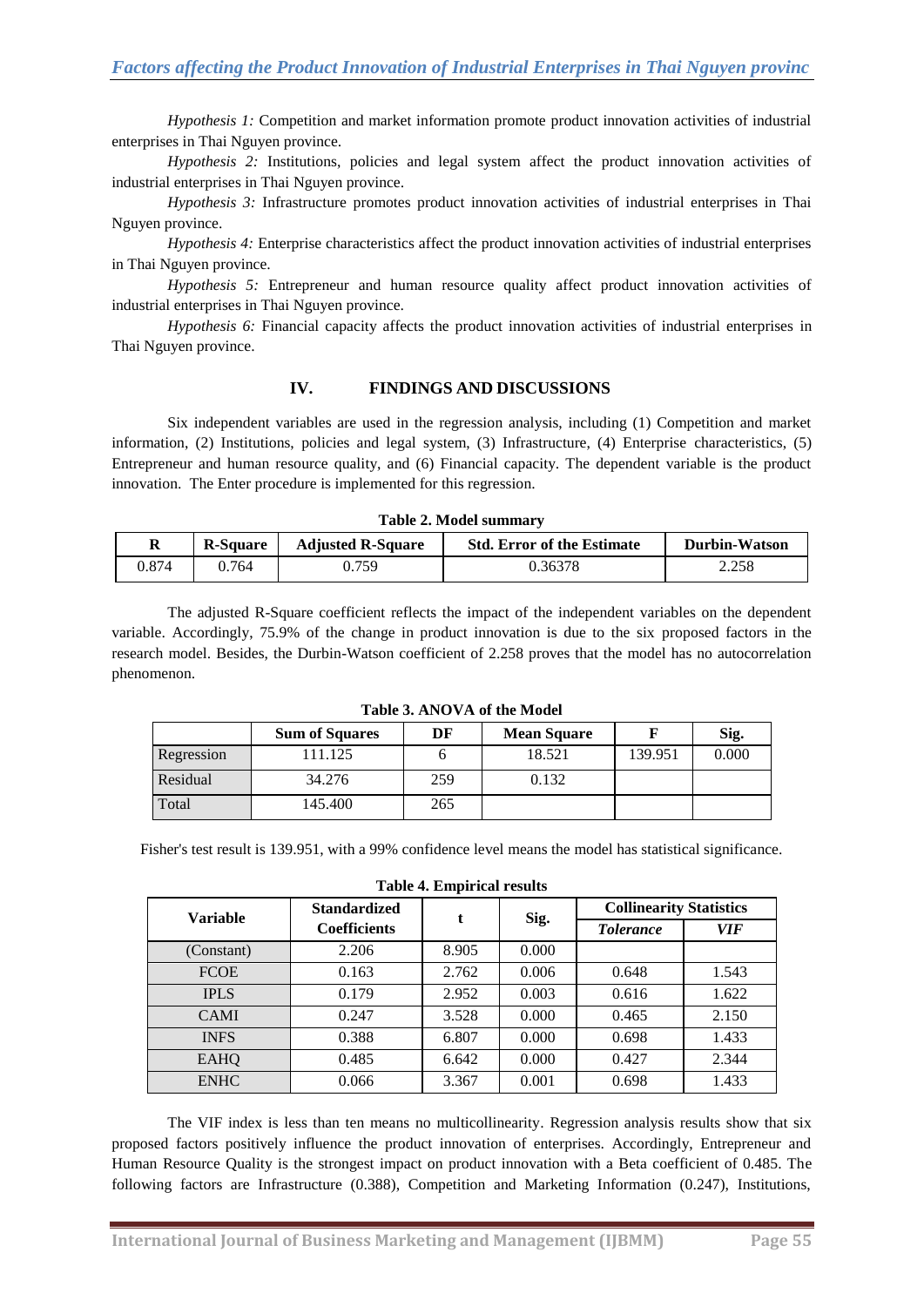*Hypothesis 1:* Competition and market information promote product innovation activities of industrial enterprises in Thai Nguyen province.

*Hypothesis 2:* Institutions, policies and legal system affect the product innovation activities of industrial enterprises in Thai Nguyen province.

*Hypothesis 3:* Infrastructure promotes product innovation activities of industrial enterprises in Thai Nguyen province.

*Hypothesis 4:* Enterprise characteristics affect the product innovation activities of industrial enterprises in Thai Nguyen province.

*Hypothesis 5:* Entrepreneur and human resource quality affect product innovation activities of industrial enterprises in Thai Nguyen province.

*Hypothesis 6:* Financial capacity affects the product innovation activities of industrial enterprises in Thai Nguyen province.

## IV. FINDINGS AND DISCUSSIONS

Six independent variables are used in the regression analysis, including (1) Competition and market information, (2) Institutions, policies and legal system, (3) Infrastructure, (4) Enterprise characteristics, (5) Entrepreneur and human resource quality, and (6) Financial capacity. The dependent variable is the product innovation. The Enter procedure is implemented for this regression.

**Table 2. Model summary**

| R | R-Square | Adjusted R-Square | Std. Error of the Estimate | Durbin-Watson |
|---|---|---|---|---|
| 0.874 | 0.764 | 0.759 | 0.36378 | 2.258 |

The adjusted R-Square coefficient reflects the impact of the independent variables on the dependent variable. Accordingly, 75.9% of the change in product innovation is due to the six proposed factors in the research model. Besides, the Durbin-Watson coefficient of 2.258 proves that the model has no autocorrelation phenomenon.

**Table 3. ANOVA of the Model**

| | Sum of Squares | DF | Mean Square | F | Sig. |
|---|---|---|---|---|---|
| Regression | 111.125 | 6 | 18.521 | 139.951 | 0.000 |
| Residual | 34.276 | 259 | 0.132 | | |
| Total | 145.400 | 265 | | | |

Fisher's test result is 139.951, with a 99% confidence level means the model has statistical significance.

**Table 4. Empirical results**

| Variable | Standardized Coefficients | t | Sig. | Collinearity Statistics | |
|---|---|---|---|---|---|
| | | | | *Tolerance* | *VIF* |
| (Constant) | 2.206 | 8.905 | 0.000 | | |
| FCOE | 0.163 | 2.762 | 0.006 | 0.648 | 1.543 |
| IPLS | 0.179 | 2.952 | 0.003 | 0.616 | 1.622 |
| CAMI | 0.247 | 3.528 | 0.000 | 0.465 | 2.150 |
| INFS | 0.388 | 6.807 | 0.000 | 0.698 | 1.433 |
| EAHQ | 0.485 | 6.642 | 0.000 | 0.427 | 2.344 |
| ENHC | 0.066 | 3.367 | 0.001 | 0.698 | 1.433 |

The VIF index is less than ten means no multicollinearity. Regression analysis results show that six proposed factors positively influence the product innovation of enterprises. Accordingly, Entrepreneur and Human Resource Quality is the strongest impact on product innovation with a Beta coefficient of 0.485. The following factors are Infrastructure (0.388), Competition and Marketing Information (0.247), Institutions,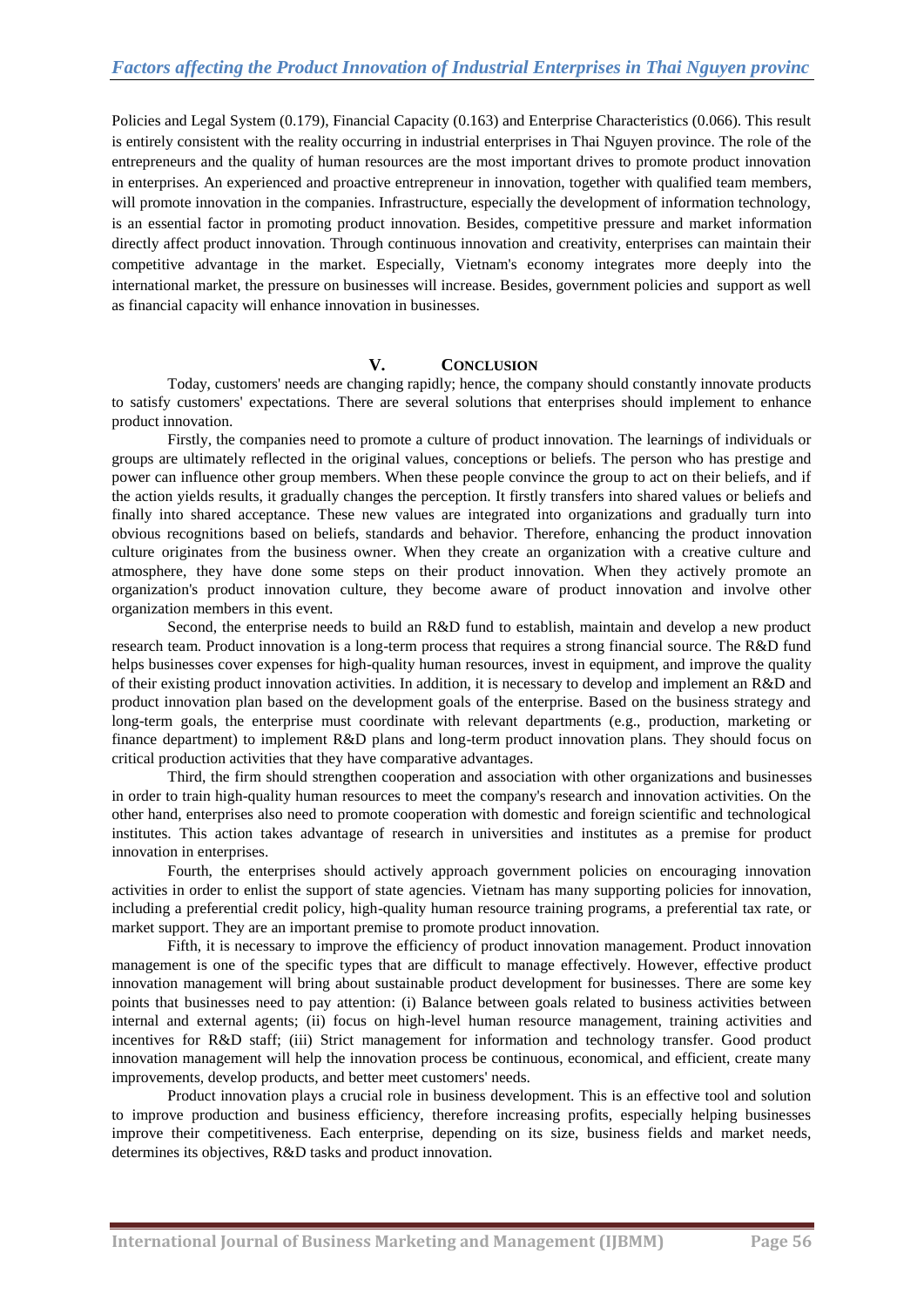Policies and Legal System (0.179), Financial Capacity (0.163) and Enterprise Characteristics (0.066). This result is entirely consistent with the reality occurring in industrial enterprises in Thai Nguyen province. The role of the entrepreneurs and the quality of human resources are the most important drives to promote product innovation in enterprises. An experienced and proactive entrepreneur in innovation, together with qualified team members, will promote innovation in the companies. Infrastructure, especially the development of information technology, is an essential factor in promoting product innovation. Besides, competitive pressure and market information directly affect product innovation. Through continuous innovation and creativity, enterprises can maintain their competitive advantage in the market. Especially, Vietnam's economy integrates more deeply into the international market, the pressure on businesses will increase. Besides, government policies and support as well as financial capacity will enhance innovation in businesses.

## V. CONCLUSION

Today, customers' needs are changing rapidly; hence, the company should constantly innovate products to satisfy customers' expectations. There are several solutions that enterprises should implement to enhance product innovation.

Firstly, the companies need to promote a culture of product innovation. The learnings of individuals or groups are ultimately reflected in the original values, conceptions or beliefs. The person who has prestige and power can influence other group members. When these people convince the group to act on their beliefs, and if the action yields results, it gradually changes the perception. It firstly transfers into shared values or beliefs and finally into shared acceptance. These new values are integrated into organizations and gradually turn into obvious recognitions based on beliefs, standards and behavior. Therefore, enhancing the product innovation culture originates from the business owner. When they create an organization with a creative culture and atmosphere, they have done some steps on their product innovation. When they actively promote an organization's product innovation culture, they become aware of product innovation and involve other organization members in this event.

Second, the enterprise needs to build an R&D fund to establish, maintain and develop a new product research team. Product innovation is a long-term process that requires a strong financial source. The R&D fund helps businesses cover expenses for high-quality human resources, invest in equipment, and improve the quality of their existing product innovation activities. In addition, it is necessary to develop and implement an R&D and product innovation plan based on the development goals of the enterprise. Based on the business strategy and long-term goals, the enterprise must coordinate with relevant departments (e.g., production, marketing or finance department) to implement R&D plans and long-term product innovation plans. They should focus on critical production activities that they have comparative advantages.

Third, the firm should strengthen cooperation and association with other organizations and businesses in order to train high-quality human resources to meet the company's research and innovation activities. On the other hand, enterprises also need to promote cooperation with domestic and foreign scientific and technological institutes. This action takes advantage of research in universities and institutes as a premise for product innovation in enterprises.

Fourth, the enterprises should actively approach government policies on encouraging innovation activities in order to enlist the support of state agencies. Vietnam has many supporting policies for innovation, including a preferential credit policy, high-quality human resource training programs, a preferential tax rate, or market support. They are an important premise to promote product innovation.

Fifth, it is necessary to improve the efficiency of product innovation management. Product innovation management is one of the specific types that are difficult to manage effectively. However, effective product innovation management will bring about sustainable product development for businesses. There are some key points that businesses need to pay attention: (i) Balance between goals related to business activities between internal and external agents; (ii) focus on high-level human resource management, training activities and incentives for R&D staff; (iii) Strict management for information and technology transfer. Good product innovation management will help the innovation process be continuous, economical, and efficient, create many improvements, develop products, and better meet customers' needs.

Product innovation plays a crucial role in business development. This is an effective tool and solution to improve production and business efficiency, therefore increasing profits, especially helping businesses improve their competitiveness. Each enterprise, depending on its size, business fields and market needs, determines its objectives, R&D tasks and product innovation.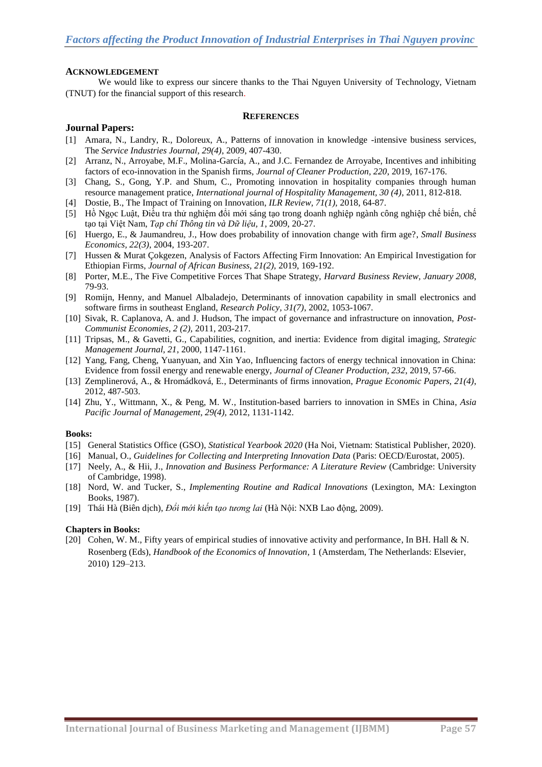## ACKNOWLEDGEMENT

We would like to express our sincere thanks to the Thai Nguyen University of Technology, Vietnam (TNUT) for the financial support of this research.

## REFERENCES

### Journal Papers:

[1] Amara, N., Landry, R., Doloreux, A., Patterns of innovation in knowledge -intensive business services, The *Service Industries Journal, 29(4)*, 2009, 407-430.

[2] Arranz, N., Arroyabe, M.F., Molina-García, A., and J.C. Fernandez de Arroyabe, Incentives and inhibiting factors of eco-innovation in the Spanish firms, *Journal of Cleaner Production, 220*, 2019, 167-176.

[3] Chang, S., Gong, Y.P. and Shum, C., Promoting innovation in hospitality companies through human resource management pratice, *International journal of Hospitality Management, 30 (4)*, 2011, 812-818.

[4] Dostie, B., The Impact of Training on Innovation, *ILR Review, 71(1)*, 2018, 64-87.

[5] Hồ Ngọc Luật, Điều tra thử nghiệm đổi mới sáng tạo trong doanh nghiệp ngành công nghiệp chế biến, chế tạo tại Việt Nam, *Tạp chí Thông tin và Dữ liệu, 1*, 2009, 20-27.

[6] Huergo, E., & Jaumandreu, J., How does probability of innovation change with firm age?, *Small Business Economics, 22(3)*, 2004, 193-207.

[7] Hussen & Murat Çokgezen, Analysis of Factors Affecting Firm Innovation: An Empirical Investigation for Ethiopian Firms, *Journal of African Business, 21(2)*, 2019, 169-192.

[8] Porter, M.E., The Five Competitive Forces That Shape Strategy, *Harvard Business Review, January 2008*, 79-93.

[9] Romijn, Henny, and Manuel Albaladejo, Determinants of innovation capability in small electronics and software firms in southeast England, *Research Policy, 31(7)*, 2002, 1053-1067.

[10] Sivak, R. Caplanova, A. and J. Hudson, The impact of governance and infrastructure on innovation, *Post-Communist Economies, 2 (2)*, 2011, 203-217.

[11] Tripsas, M., & Gavetti, G., Capabilities, cognition, and inertia: Evidence from digital imaging, *Strategic Management Journal, 21*, 2000, 1147-1161.

[12] Yang, Fang, Cheng, Yuanyuan, and Xin Yao, Influencing factors of energy technical innovation in China: Evidence from fossil energy and renewable energy, *Journal of Cleaner Production, 232*, 2019, 57-66.

[13] Zemplinerová, A., & Hromádková, E., Determinants of firms innovation, *Prague Economic Papers, 21(4)*, 2012, 487-503.

[14] Zhu, Y., Wittmann, X., & Peng, M. W., Institution-based barriers to innovation in SMEs in China, *Asia Pacific Journal of Management, 29(4)*, 2012, 1131-1142.

### Books:

[15] General Statistics Office (GSO), *Statistical Yearbook 2020* (Ha Noi, Vietnam: Statistical Publisher, 2020).

[16] Manual, O., *Guidelines for Collecting and Interpreting Innovation Data* (Paris: OECD/Eurostat, 2005).

[17] Neely, A., & Hii, J., *Innovation and Business Performance: A Literature Review* (Cambridge: University of Cambridge, 1998).

[18] Nord, W. and Tucker, S., *Implementing Routine and Radical Innovations* (Lexington, MA: Lexington Books, 1987).

[19] Thái Hà (Biên dịch), *Đổi mới kiến tạo tương lai* (Hà Nội: NXB Lao động, 2009).

### Chapters in Books:

[20] Cohen, W. M., Fifty years of empirical studies of innovative activity and performance, In BH. Hall & N. Rosenberg (Eds), *Handbook of the Economics of Innovation*, 1 (Amsterdam, The Netherlands: Elsevier, 2010) 129–213.